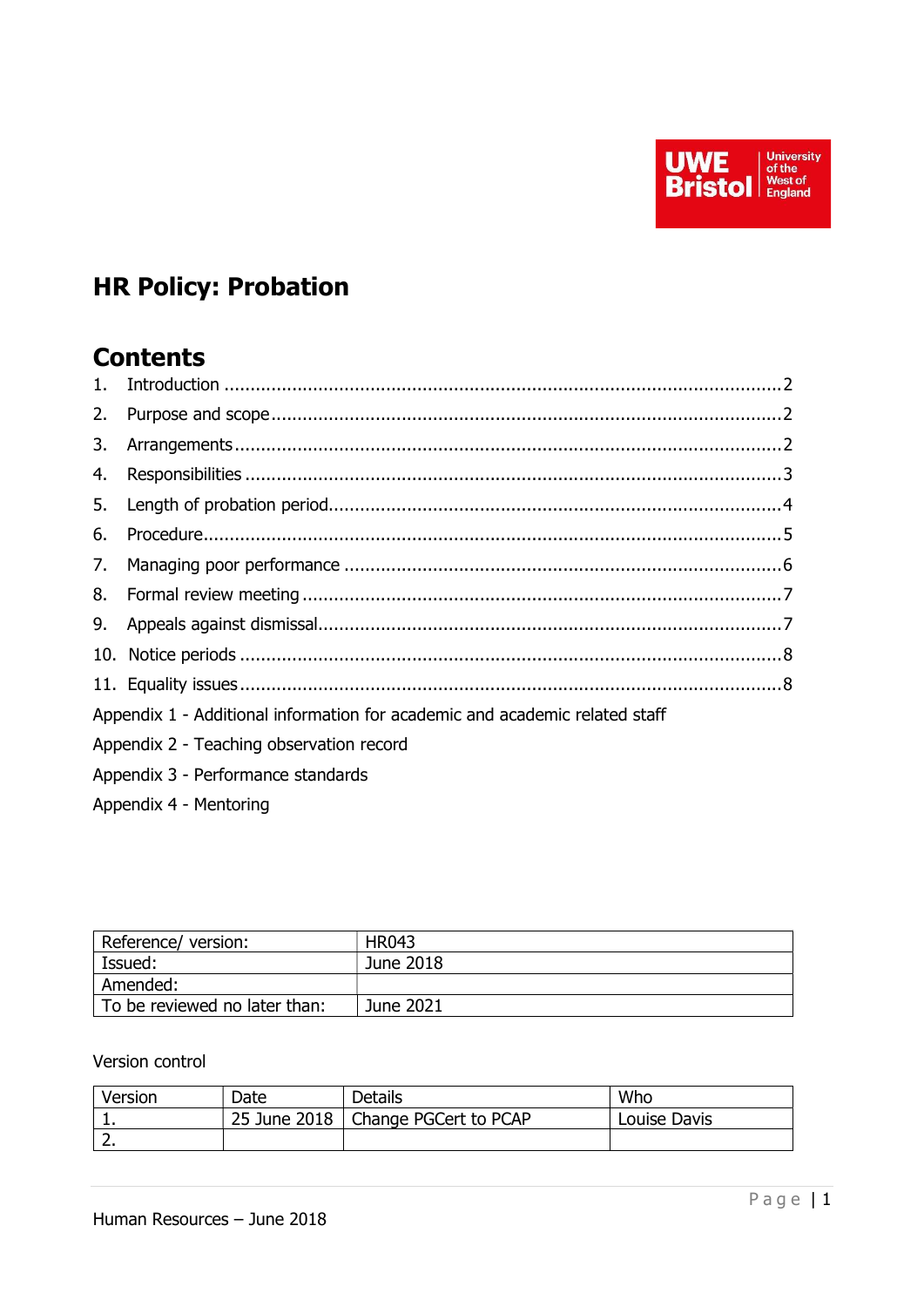# HR Policy: Probation

## Contents

1. Introduction ..........2
2. Purpose and scope ..........2
3. Arrangements ..........2
4. Responsibilities ..........3
5. Length of probation period ..........4
6. Procedure ..........5
7. Managing poor performance ..........6
8. Formal review meeting ..........7
9. Appeals against dismissal ..........7
10. Notice periods ..........8
11. Equality issues ..........8

Appendix 1 - Additional information for academic and academic related staff

Appendix 2 - Teaching observation record

Appendix 3 - Performance standards

Appendix 4 - Mentoring

| Reference/ version: | HR043 |
|---|---|
| Issued: | June 2018 |
| Amended: | |
| To be reviewed no later than: | June 2021 |

Version control

| Version | Date | Details | Who |
|---|---|---|---|
| 1. | 25 June 2018 | Change PGCert to PCAP | Louise Davis |
| 2. | | | |

Human Resources – June 2018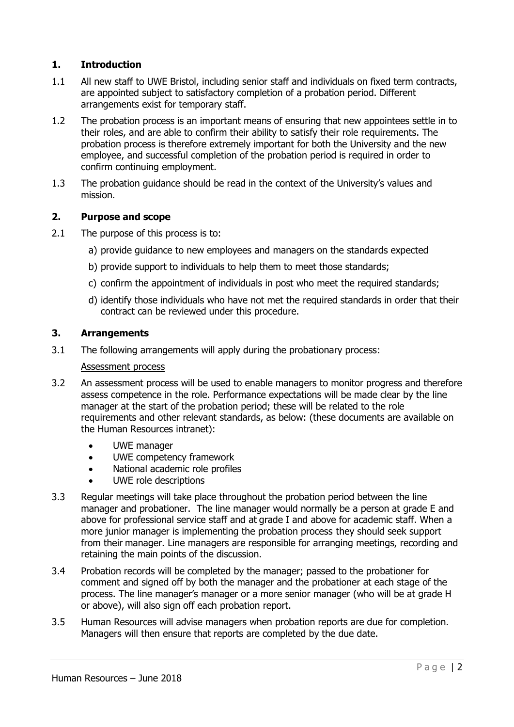## 1. Introduction

1.1 All new staff to UWE Bristol, including senior staff and individuals on fixed term contracts, are appointed subject to satisfactory completion of a probation period. Different arrangements exist for temporary staff.

1.2 The probation process is an important means of ensuring that new appointees settle in to their roles, and are able to confirm their ability to satisfy their role requirements. The probation process is therefore extremely important for both the University and the new employee, and successful completion of the probation period is required in order to confirm continuing employment.

1.3 The probation guidance should be read in the context of the University's values and mission.

## 2. Purpose and scope

2.1 The purpose of this process is to:

a) provide guidance to new employees and managers on the standards expected

b) provide support to individuals to help them to meet those standards;

c) confirm the appointment of individuals in post who meet the required standards;

d) identify those individuals who have not met the required standards in order that their contract can be reviewed under this procedure.

## 3. Arrangements

3.1 The following arrangements will apply during the probationary process:

Assessment process

3.2 An assessment process will be used to enable managers to monitor progress and therefore assess competence in the role. Performance expectations will be made clear by the line manager at the start of the probation period; these will be related to the role requirements and other relevant standards, as below: (these documents are available on the Human Resources intranet):

- UWE manager
- UWE competency framework
- National academic role profiles
- UWE role descriptions

3.3 Regular meetings will take place throughout the probation period between the line manager and probationer. The line manager would normally be a person at grade E and above for professional service staff and at grade I and above for academic staff. When a more junior manager is implementing the probation process they should seek support from their manager. Line managers are responsible for arranging meetings, recording and retaining the main points of the discussion.

3.4 Probation records will be completed by the manager; passed to the probationer for comment and signed off by both the manager and the probationer at each stage of the process. The line manager's manager or a more senior manager (who will be at grade H or above), will also sign off each probation report.

3.5 Human Resources will advise managers when probation reports are due for completion. Managers will then ensure that reports are completed by the due date.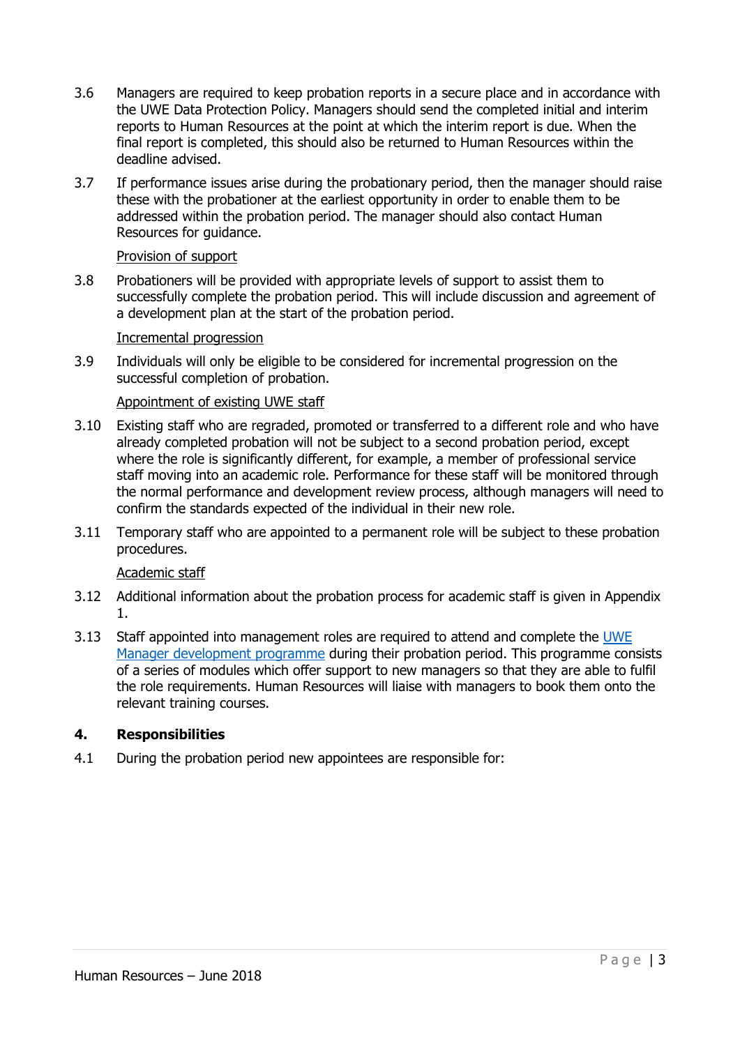3.6 Managers are required to keep probation reports in a secure place and in accordance with the UWE Data Protection Policy. Managers should send the completed initial and interim reports to Human Resources at the point at which the interim report is due. When the final report is completed, this should also be returned to Human Resources within the deadline advised.

3.7 If performance issues arise during the probationary period, then the manager should raise these with the probationer at the earliest opportunity in order to enable them to be addressed within the probation period. The manager should also contact Human Resources for guidance.

Provision of support

3.8 Probationers will be provided with appropriate levels of support to assist them to successfully complete the probation period. This will include discussion and agreement of a development plan at the start of the probation period.

Incremental progression

3.9 Individuals will only be eligible to be considered for incremental progression on the successful completion of probation.

Appointment of existing UWE staff

3.10 Existing staff who are regraded, promoted or transferred to a different role and who have already completed probation will not be subject to a second probation period, except where the role is significantly different, for example, a member of professional service staff moving into an academic role. Performance for these staff will be monitored through the normal performance and development review process, although managers will need to confirm the standards expected of the individual in their new role.

3.11 Temporary staff who are appointed to a permanent role will be subject to these probation procedures.

Academic staff

3.12 Additional information about the probation process for academic staff is given in Appendix 1.

3.13 Staff appointed into management roles are required to attend and complete the UWE Manager development programme during their probation period. This programme consists of a series of modules which offer support to new managers so that they are able to fulfil the role requirements. Human Resources will liaise with managers to book them onto the relevant training courses.

## 4. Responsibilities

4.1 During the probation period new appointees are responsible for: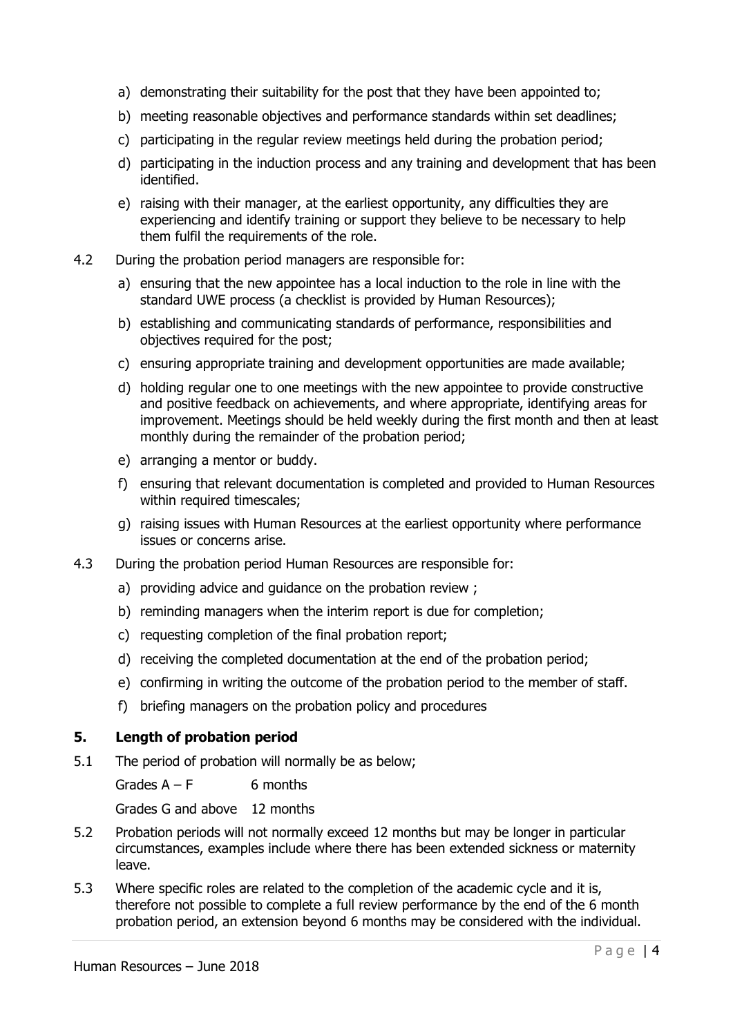a) demonstrating their suitability for the post that they have been appointed to;

b) meeting reasonable objectives and performance standards within set deadlines;

c) participating in the regular review meetings held during the probation period;

d) participating in the induction process and any training and development that has been identified.

e) raising with their manager, at the earliest opportunity, any difficulties they are experiencing and identify training or support they believe to be necessary to help them fulfil the requirements of the role.

4.2 During the probation period managers are responsible for:

a) ensuring that the new appointee has a local induction to the role in line with the standard UWE process (a checklist is provided by Human Resources);

b) establishing and communicating standards of performance, responsibilities and objectives required for the post;

c) ensuring appropriate training and development opportunities are made available;

d) holding regular one to one meetings with the new appointee to provide constructive and positive feedback on achievements, and where appropriate, identifying areas for improvement. Meetings should be held weekly during the first month and then at least monthly during the remainder of the probation period;

e) arranging a mentor or buddy.

f) ensuring that relevant documentation is completed and provided to Human Resources within required timescales;

g) raising issues with Human Resources at the earliest opportunity where performance issues or concerns arise.

4.3 During the probation period Human Resources are responsible for:

a) providing advice and guidance on the probation review ;

b) reminding managers when the interim report is due for completion;

c) requesting completion of the final probation report;

d) receiving the completed documentation at the end of the probation period;

e) confirming in writing the outcome of the probation period to the member of staff.

f) briefing managers on the probation policy and procedures

## 5. Length of probation period

5.1 The period of probation will normally be as below;

Grades A – F 6 months

Grades G and above 12 months

5.2 Probation periods will not normally exceed 12 months but may be longer in particular circumstances, examples include where there has been extended sickness or maternity leave.

5.3 Where specific roles are related to the completion of the academic cycle and it is, therefore not possible to complete a full review performance by the end of the 6 month probation period, an extension beyond 6 months may be considered with the individual.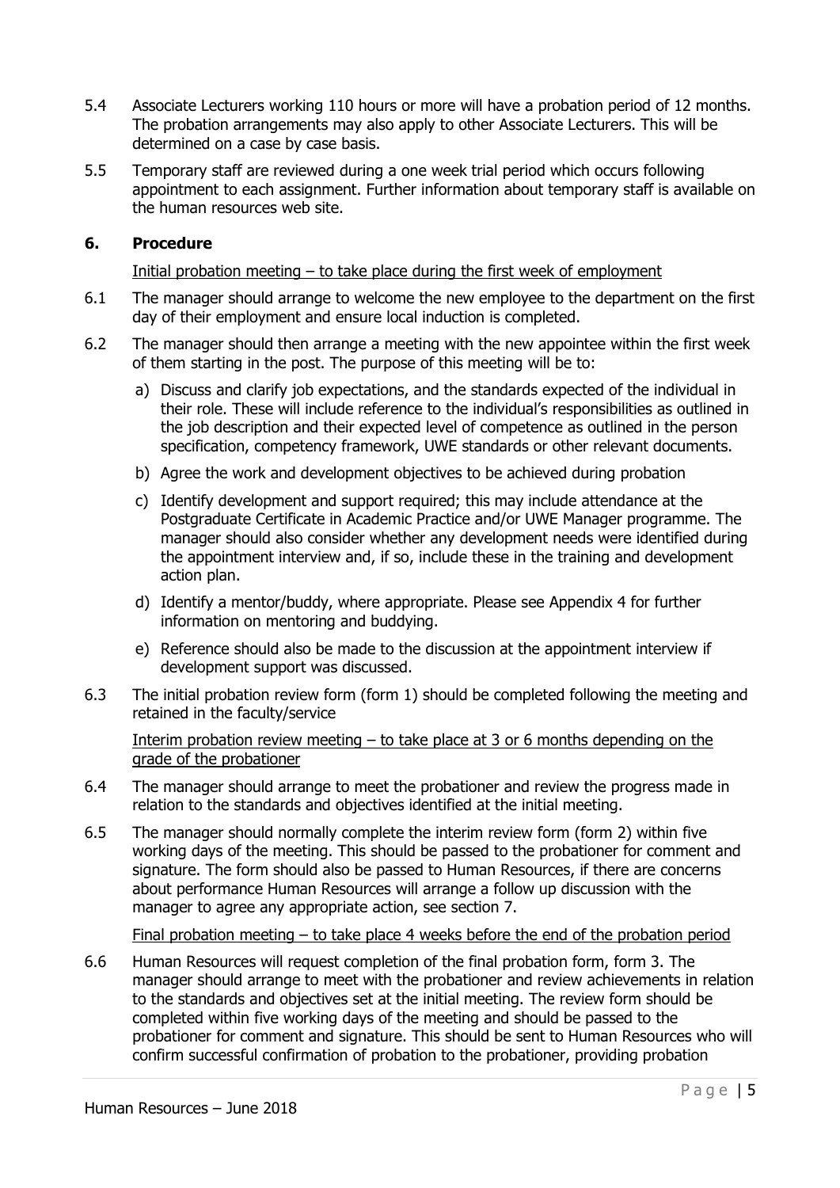5.4 Associate Lecturers working 110 hours or more will have a probation period of 12 months. The probation arrangements may also apply to other Associate Lecturers. This will be determined on a case by case basis.

5.5 Temporary staff are reviewed during a one week trial period which occurs following appointment to each assignment. Further information about temporary staff is available on the human resources web site.

## 6. Procedure

Initial probation meeting – to take place during the first week of employment

6.1 The manager should arrange to welcome the new employee to the department on the first day of their employment and ensure local induction is completed.

6.2 The manager should then arrange a meeting with the new appointee within the first week of them starting in the post. The purpose of this meeting will be to:

a) Discuss and clarify job expectations, and the standards expected of the individual in their role. These will include reference to the individual's responsibilities as outlined in the job description and their expected level of competence as outlined in the person specification, competency framework, UWE standards or other relevant documents.

b) Agree the work and development objectives to be achieved during probation

c) Identify development and support required; this may include attendance at the Postgraduate Certificate in Academic Practice and/or UWE Manager programme. The manager should also consider whether any development needs were identified during the appointment interview and, if so, include these in the training and development action plan.

d) Identify a mentor/buddy, where appropriate. Please see Appendix 4 for further information on mentoring and buddying.

e) Reference should also be made to the discussion at the appointment interview if development support was discussed.

6.3 The initial probation review form (form 1) should be completed following the meeting and retained in the faculty/service

Interim probation review meeting – to take place at 3 or 6 months depending on the grade of the probationer

6.4 The manager should arrange to meet the probationer and review the progress made in relation to the standards and objectives identified at the initial meeting.

6.5 The manager should normally complete the interim review form (form 2) within five working days of the meeting. This should be passed to the probationer for comment and signature. The form should also be passed to Human Resources, if there are concerns about performance Human Resources will arrange a follow up discussion with the manager to agree any appropriate action, see section 7.

Final probation meeting – to take place 4 weeks before the end of the probation period

6.6 Human Resources will request completion of the final probation form, form 3. The manager should arrange to meet with the probationer and review achievements in relation to the standards and objectives set at the initial meeting. The review form should be completed within five working days of the meeting and should be passed to the probationer for comment and signature. This should be sent to Human Resources who will confirm successful confirmation of probation to the probationer, providing probation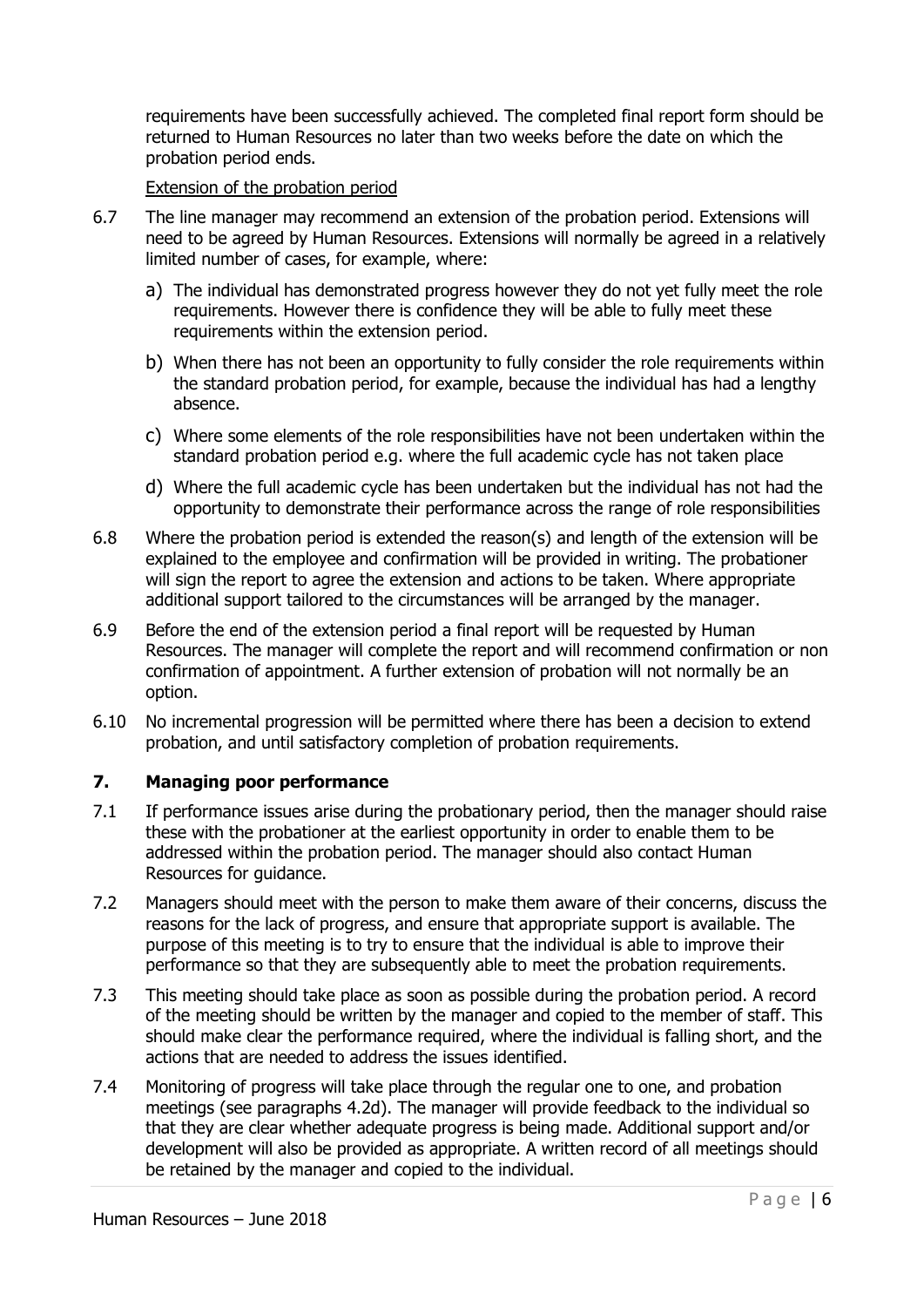requirements have been successfully achieved. The completed final report form should be returned to Human Resources no later than two weeks before the date on which the probation period ends.

Extension of the probation period

6.7 The line manager may recommend an extension of the probation period. Extensions will need to be agreed by Human Resources. Extensions will normally be agreed in a relatively limited number of cases, for example, where:

a) The individual has demonstrated progress however they do not yet fully meet the role requirements. However there is confidence they will be able to fully meet these requirements within the extension period.

b) When there has not been an opportunity to fully consider the role requirements within the standard probation period, for example, because the individual has had a lengthy absence.

c) Where some elements of the role responsibilities have not been undertaken within the standard probation period e.g. where the full academic cycle has not taken place

d) Where the full academic cycle has been undertaken but the individual has not had the opportunity to demonstrate their performance across the range of role responsibilities

6.8 Where the probation period is extended the reason(s) and length of the extension will be explained to the employee and confirmation will be provided in writing. The probationer will sign the report to agree the extension and actions to be taken. Where appropriate additional support tailored to the circumstances will be arranged by the manager.

6.9 Before the end of the extension period a final report will be requested by Human Resources. The manager will complete the report and will recommend confirmation or non confirmation of appointment. A further extension of probation will not normally be an option.

6.10 No incremental progression will be permitted where there has been a decision to extend probation, and until satisfactory completion of probation requirements.

## 7. Managing poor performance

7.1 If performance issues arise during the probationary period, then the manager should raise these with the probationer at the earliest opportunity in order to enable them to be addressed within the probation period. The manager should also contact Human Resources for guidance.

7.2 Managers should meet with the person to make them aware of their concerns, discuss the reasons for the lack of progress, and ensure that appropriate support is available. The purpose of this meeting is to try to ensure that the individual is able to improve their performance so that they are subsequently able to meet the probation requirements.

7.3 This meeting should take place as soon as possible during the probation period. A record of the meeting should be written by the manager and copied to the member of staff. This should make clear the performance required, where the individual is falling short, and the actions that are needed to address the issues identified.

7.4 Monitoring of progress will take place through the regular one to one, and probation meetings (see paragraphs 4.2d). The manager will provide feedback to the individual so that they are clear whether adequate progress is being made. Additional support and/or development will also be provided as appropriate. A written record of all meetings should be retained by the manager and copied to the individual.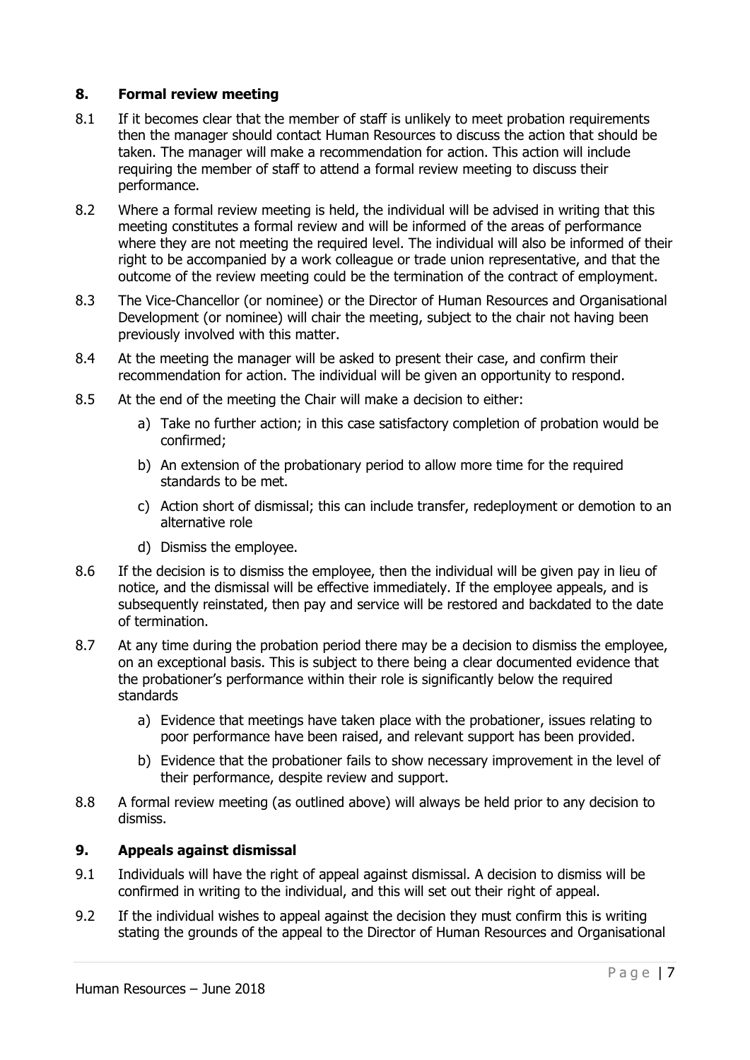## 8. Formal review meeting

8.1 If it becomes clear that the member of staff is unlikely to meet probation requirements then the manager should contact Human Resources to discuss the action that should be taken. The manager will make a recommendation for action. This action will include requiring the member of staff to attend a formal review meeting to discuss their performance.

8.2 Where a formal review meeting is held, the individual will be advised in writing that this meeting constitutes a formal review and will be informed of the areas of performance where they are not meeting the required level. The individual will also be informed of their right to be accompanied by a work colleague or trade union representative, and that the outcome of the review meeting could be the termination of the contract of employment.

8.3 The Vice-Chancellor (or nominee) or the Director of Human Resources and Organisational Development (or nominee) will chair the meeting, subject to the chair not having been previously involved with this matter.

8.4 At the meeting the manager will be asked to present their case, and confirm their recommendation for action. The individual will be given an opportunity to respond.

8.5 At the end of the meeting the Chair will make a decision to either:

a) Take no further action; in this case satisfactory completion of probation would be confirmed;

b) An extension of the probationary period to allow more time for the required standards to be met.

c) Action short of dismissal; this can include transfer, redeployment or demotion to an alternative role

d) Dismiss the employee.

8.6 If the decision is to dismiss the employee, then the individual will be given pay in lieu of notice, and the dismissal will be effective immediately. If the employee appeals, and is subsequently reinstated, then pay and service will be restored and backdated to the date of termination.

8.7 At any time during the probation period there may be a decision to dismiss the employee, on an exceptional basis. This is subject to there being a clear documented evidence that the probationer's performance within their role is significantly below the required standards

a) Evidence that meetings have taken place with the probationer, issues relating to poor performance have been raised, and relevant support has been provided.

b) Evidence that the probationer fails to show necessary improvement in the level of their performance, despite review and support.

8.8 A formal review meeting (as outlined above) will always be held prior to any decision to dismiss.

## 9. Appeals against dismissal

9.1 Individuals will have the right of appeal against dismissal. A decision to dismiss will be confirmed in writing to the individual, and this will set out their right of appeal.

9.2 If the individual wishes to appeal against the decision they must confirm this is writing stating the grounds of the appeal to the Director of Human Resources and Organisational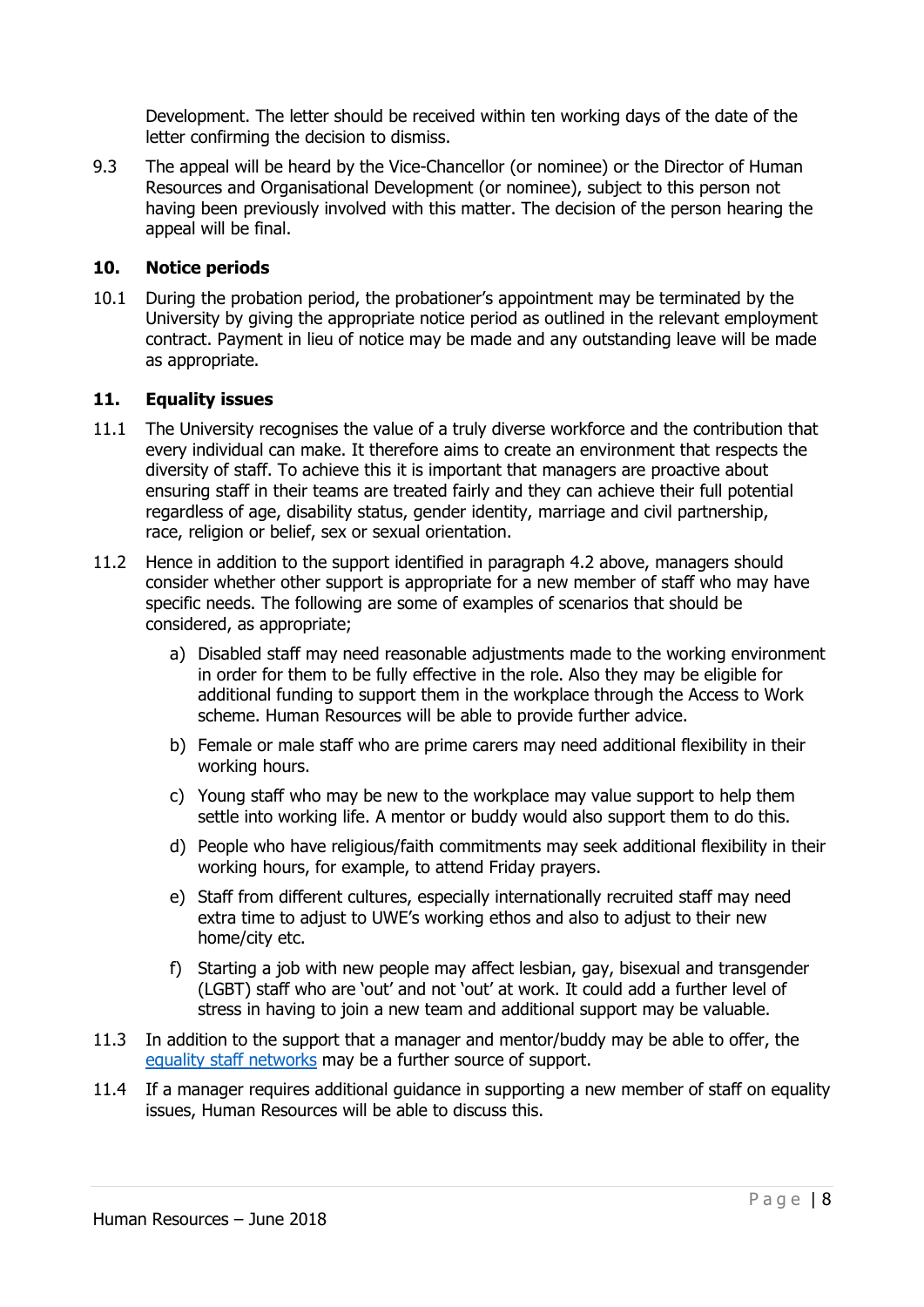Development. The letter should be received within ten working days of the date of the letter confirming the decision to dismiss.

9.3 The appeal will be heard by the Vice-Chancellor (or nominee) or the Director of Human Resources and Organisational Development (or nominee), subject to this person not having been previously involved with this matter. The decision of the person hearing the appeal will be final.

## 10. Notice periods

10.1 During the probation period, the probationer's appointment may be terminated by the University by giving the appropriate notice period as outlined in the relevant employment contract. Payment in lieu of notice may be made and any outstanding leave will be made as appropriate.

## 11. Equality issues

11.1 The University recognises the value of a truly diverse workforce and the contribution that every individual can make. It therefore aims to create an environment that respects the diversity of staff. To achieve this it is important that managers are proactive about ensuring staff in their teams are treated fairly and they can achieve their full potential regardless of age, disability status, gender identity, marriage and civil partnership, race, religion or belief, sex or sexual orientation.

11.2 Hence in addition to the support identified in paragraph 4.2 above, managers should consider whether other support is appropriate for a new member of staff who may have specific needs. The following are some of examples of scenarios that should be considered, as appropriate;

a) Disabled staff may need reasonable adjustments made to the working environment in order for them to be fully effective in the role. Also they may be eligible for additional funding to support them in the workplace through the Access to Work scheme. Human Resources will be able to provide further advice.

b) Female or male staff who are prime carers may need additional flexibility in their working hours.

c) Young staff who may be new to the workplace may value support to help them settle into working life. A mentor or buddy would also support them to do this.

d) People who have religious/faith commitments may seek additional flexibility in their working hours, for example, to attend Friday prayers.

e) Staff from different cultures, especially internationally recruited staff may need extra time to adjust to UWE's working ethos and also to adjust to their new home/city etc.

f) Starting a job with new people may affect lesbian, gay, bisexual and transgender (LGBT) staff who are 'out' and not 'out' at work. It could add a further level of stress in having to join a new team and additional support may be valuable.

11.3 In addition to the support that a manager and mentor/buddy may be able to offer, the equality staff networks may be a further source of support.

11.4 If a manager requires additional guidance in supporting a new member of staff on equality issues, Human Resources will be able to discuss this.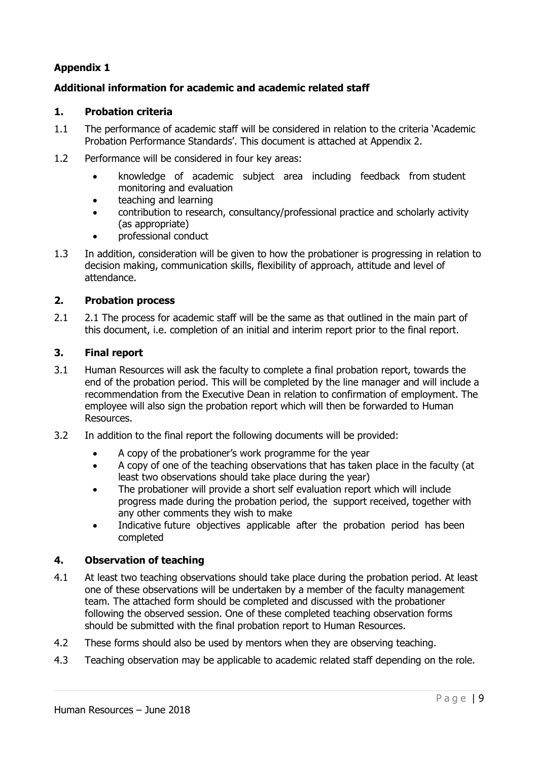## Appendix 1

### Additional information for academic and academic related staff

### 1. Probation criteria

1.1 The performance of academic staff will be considered in relation to the criteria 'Academic Probation Performance Standards'. This document is attached at Appendix 2.

1.2 Performance will be considered in four key areas:

- knowledge of academic subject area including feedback from student monitoring and evaluation
- teaching and learning
- contribution to research, consultancy/professional practice and scholarly activity (as appropriate)
- professional conduct

1.3 In addition, consideration will be given to how the probationer is progressing in relation to decision making, communication skills, flexibility of approach, attitude and level of attendance.

### 2. Probation process

2.1 2.1 The process for academic staff will be the same as that outlined in the main part of this document, i.e. completion of an initial and interim report prior to the final report.

### 3. Final report

3.1 Human Resources will ask the faculty to complete a final probation report, towards the end of the probation period. This will be completed by the line manager and will include a recommendation from the Executive Dean in relation to confirmation of employment. The employee will also sign the probation report which will then be forwarded to Human Resources.

3.2 In addition to the final report the following documents will be provided:

- A copy of the probationer's work programme for the year
- A copy of one of the teaching observations that has taken place in the faculty (at least two observations should take place during the year)
- The probationer will provide a short self evaluation report which will include progress made during the probation period, the support received, together with any other comments they wish to make
- Indicative future objectives applicable after the probation period has been completed

### 4. Observation of teaching

4.1 At least two teaching observations should take place during the probation period. At least one of these observations will be undertaken by a member of the faculty management team. The attached form should be completed and discussed with the probationer following the observed session. One of these completed teaching observation forms should be submitted with the final probation report to Human Resources.

4.2 These forms should also be used by mentors when they are observing teaching.

4.3 Teaching observation may be applicable to academic related staff depending on the role.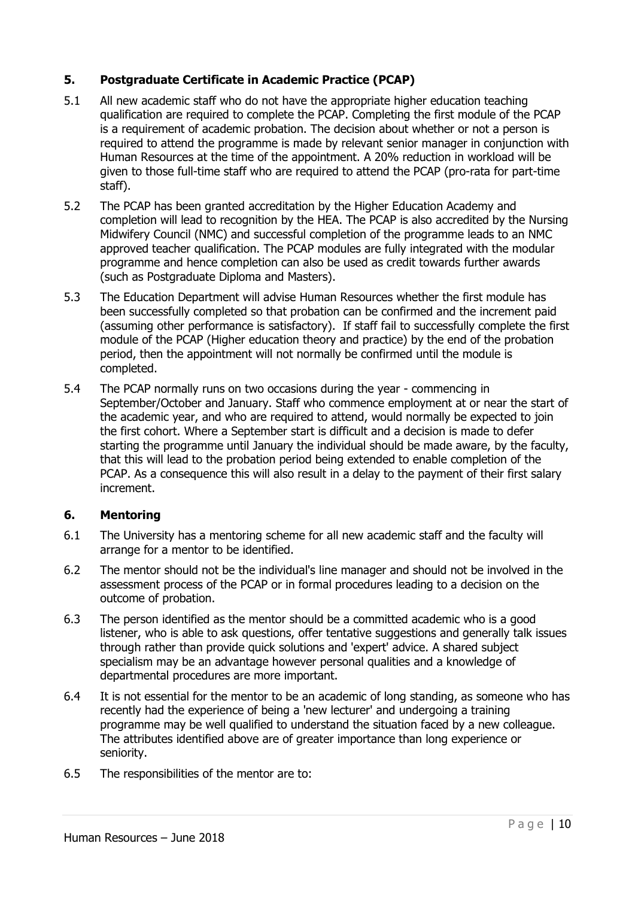## 5. Postgraduate Certificate in Academic Practice (PCAP)

5.1 All new academic staff who do not have the appropriate higher education teaching qualification are required to complete the PCAP. Completing the first module of the PCAP is a requirement of academic probation. The decision about whether or not a person is required to attend the programme is made by relevant senior manager in conjunction with Human Resources at the time of the appointment. A 20% reduction in workload will be given to those full-time staff who are required to attend the PCAP (pro-rata for part-time staff).

5.2 The PCAP has been granted accreditation by the Higher Education Academy and completion will lead to recognition by the HEA. The PCAP is also accredited by the Nursing Midwifery Council (NMC) and successful completion of the programme leads to an NMC approved teacher qualification. The PCAP modules are fully integrated with the modular programme and hence completion can also be used as credit towards further awards (such as Postgraduate Diploma and Masters).

5.3 The Education Department will advise Human Resources whether the first module has been successfully completed so that probation can be confirmed and the increment paid (assuming other performance is satisfactory). If staff fail to successfully complete the first module of the PCAP (Higher education theory and practice) by the end of the probation period, then the appointment will not normally be confirmed until the module is completed.

5.4 The PCAP normally runs on two occasions during the year - commencing in September/October and January. Staff who commence employment at or near the start of the academic year, and who are required to attend, would normally be expected to join the first cohort. Where a September start is difficult and a decision is made to defer starting the programme until January the individual should be made aware, by the faculty, that this will lead to the probation period being extended to enable completion of the PCAP. As a consequence this will also result in a delay to the payment of their first salary increment.

## 6. Mentoring

6.1 The University has a mentoring scheme for all new academic staff and the faculty will arrange for a mentor to be identified.

6.2 The mentor should not be the individual's line manager and should not be involved in the assessment process of the PCAP or in formal procedures leading to a decision on the outcome of probation.

6.3 The person identified as the mentor should be a committed academic who is a good listener, who is able to ask questions, offer tentative suggestions and generally talk issues through rather than provide quick solutions and 'expert' advice. A shared subject specialism may be an advantage however personal qualities and a knowledge of departmental procedures are more important.

6.4 It is not essential for the mentor to be an academic of long standing, as someone who has recently had the experience of being a 'new lecturer' and undergoing a training programme may be well qualified to understand the situation faced by a new colleague. The attributes identified above are of greater importance than long experience or seniority.

6.5 The responsibilities of the mentor are to: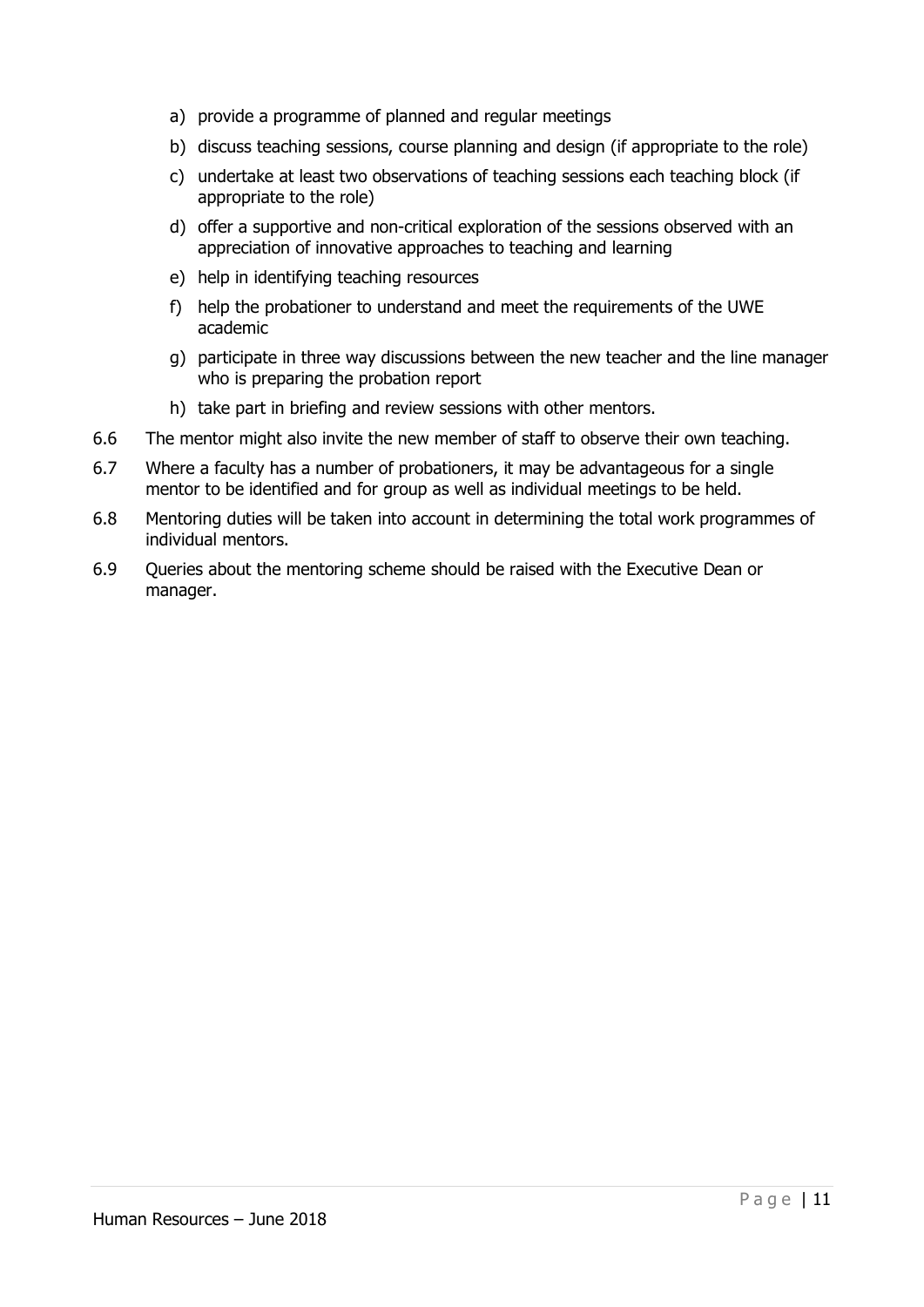a) provide a programme of planned and regular meetings
b) discuss teaching sessions, course planning and design (if appropriate to the role)
c) undertake at least two observations of teaching sessions each teaching block (if appropriate to the role)
d) offer a supportive and non-critical exploration of the sessions observed with an appreciation of innovative approaches to teaching and learning
e) help in identifying teaching resources
f) help the probationer to understand and meet the requirements of the UWE academic
g) participate in three way discussions between the new teacher and the line manager who is preparing the probation report
h) take part in briefing and review sessions with other mentors.

6.6 The mentor might also invite the new member of staff to observe their own teaching.

6.7 Where a faculty has a number of probationers, it may be advantageous for a single mentor to be identified and for group as well as individual meetings to be held.

6.8 Mentoring duties will be taken into account in determining the total work programmes of individual mentors.

6.9 Queries about the mentoring scheme should be raised with the Executive Dean or manager.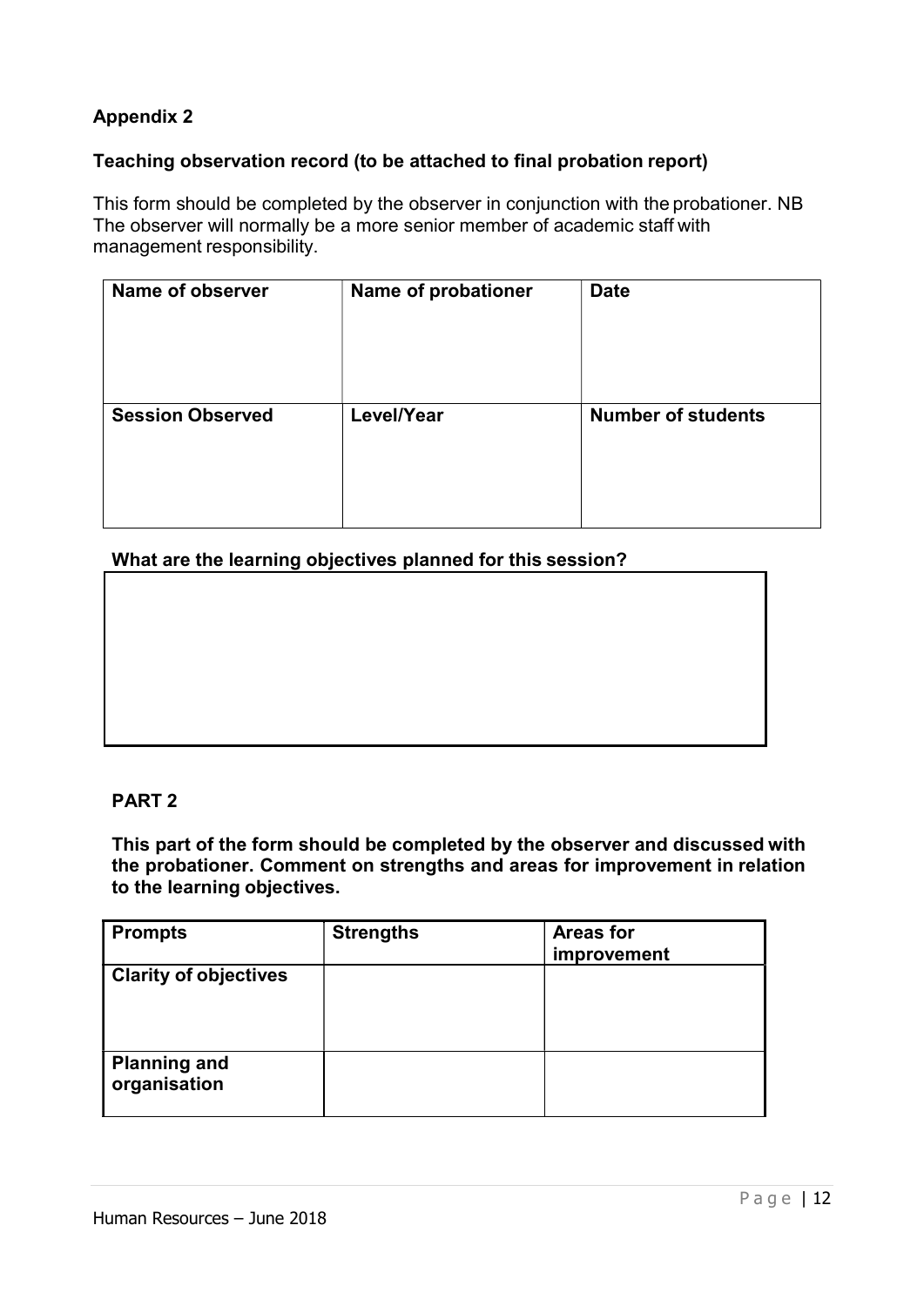## Appendix 2

### Teaching observation record (to be attached to final probation report)

This form should be completed by the observer in conjunction with the probationer. NB The observer will normally be a more senior member of academic staff with management responsibility.

| Name of observer | Name of probationer | Date |
|---|---|---|
| | | |
| **Session Observed** | **Level/Year** | **Number of students** |
| | | |

**What are the learning objectives planned for this session?**

| |
|---|
| |

### PART 2

**This part of the form should be completed by the observer and discussed with the probationer. Comment on strengths and areas for improvement in relation to the learning objectives.**

| Prompts | Strengths | Areas for improvement |
|---|---|---|
| **Clarity of objectives** | | |
| **Planning and organisation** | | |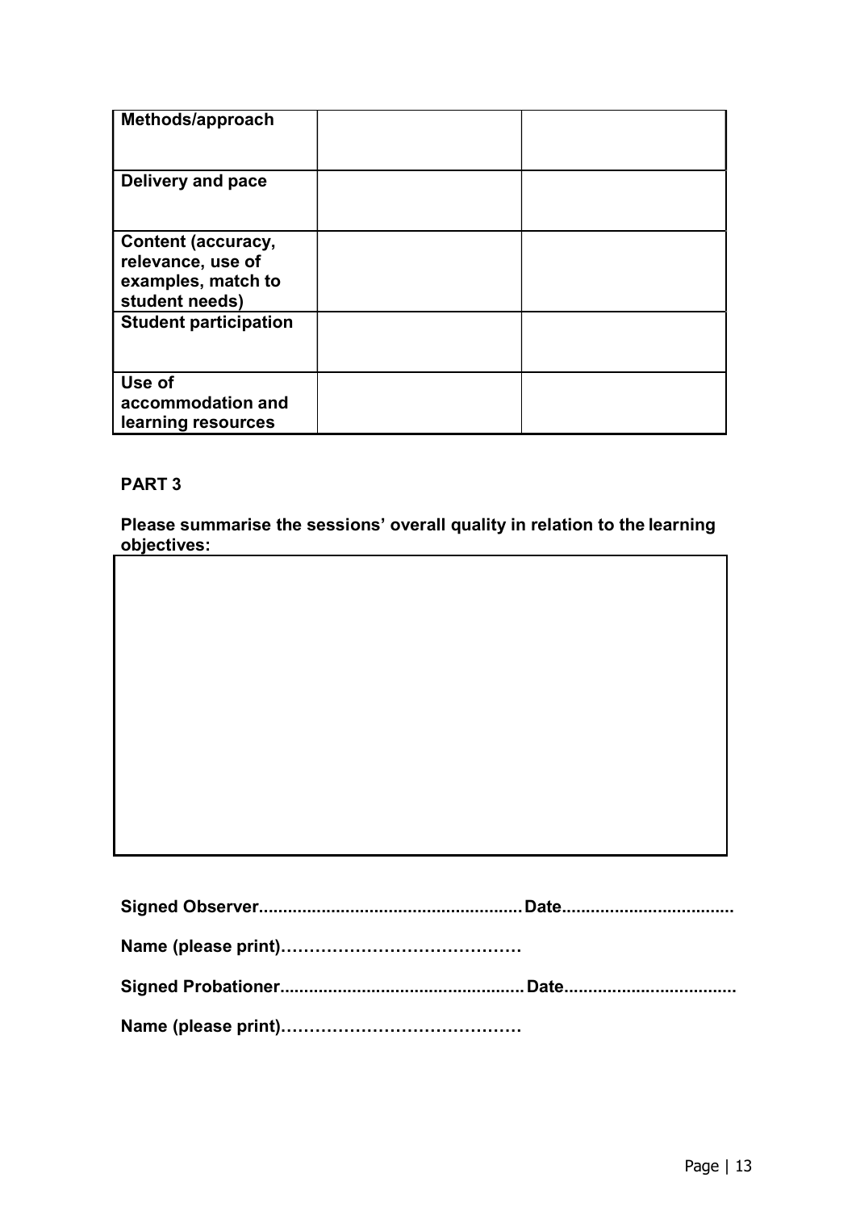| | | |
|---|---|---|
| **Methods/approach** | | |
| **Delivery and pace** | | |
| **Content (accuracy, relevance, use of examples, match to student needs)** | | |
| **Student participation** | | |
| **Use of accommodation and learning resources** | | |

**PART 3**

**Please summarise the sessions' overall quality in relation to the learning objectives:**

| |
|---|
| |

**Signed Observer...................................................... Date...................................**

**Name (please print)……………………………………**

**Signed Probationer.................................................. Date...................................**

**Name (please print)……………………………………**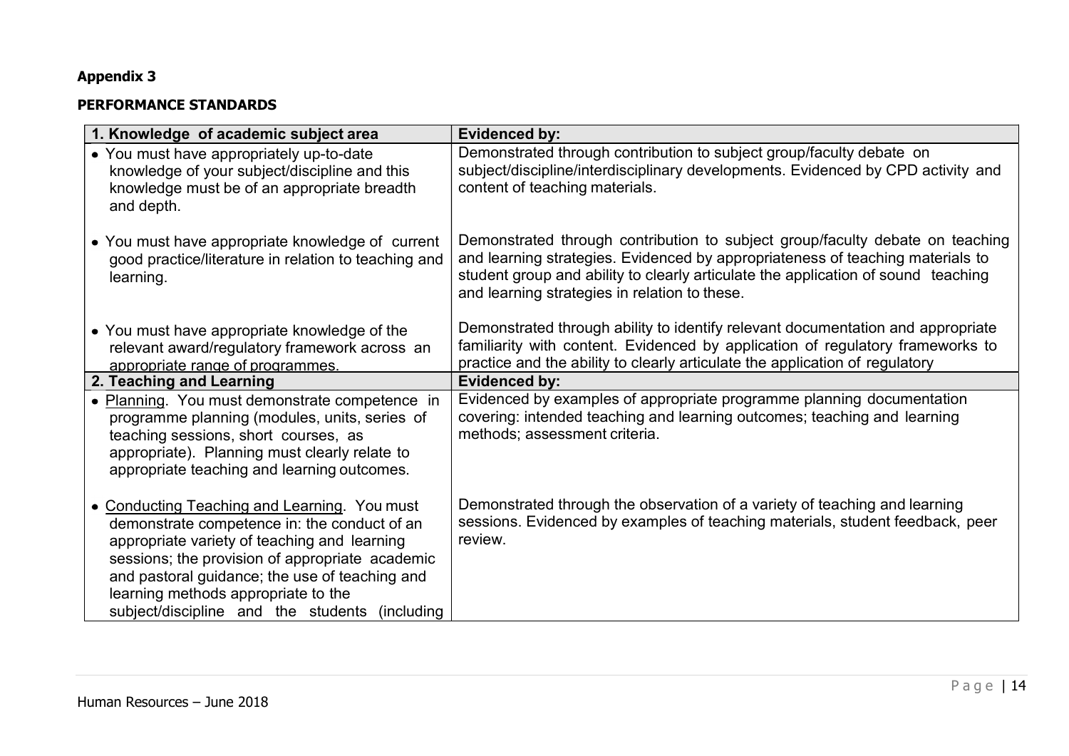**Appendix 3**

**PERFORMANCE STANDARDS**

| 1. Knowledge of academic subject area | Evidenced by: |
|---|---|
| • You must have appropriately up-to-date knowledge of your subject/discipline and this knowledge must be of an appropriate breadth and depth. | Demonstrated through contribution to subject group/faculty debate on subject/discipline/interdisciplinary developments. Evidenced by CPD activity and content of teaching materials. |
| • You must have appropriate knowledge of current good practice/literature in relation to teaching and learning. | Demonstrated through contribution to subject group/faculty debate on teaching and learning strategies. Evidenced by appropriateness of teaching materials to student group and ability to clearly articulate the application of sound teaching and learning strategies in relation to these. |
| • You must have appropriate knowledge of the relevant award/regulatory framework across an appropriate range of programmes. | Demonstrated through ability to identify relevant documentation and appropriate familiarity with content. Evidenced by application of regulatory frameworks to practice and the ability to clearly articulate the application of regulatory |
| **2. Teaching and Learning** | **Evidenced by:** |
| • Planning. You must demonstrate competence in programme planning (modules, units, series of teaching sessions, short courses, as appropriate). Planning must clearly relate to appropriate teaching and learning outcomes. | Evidenced by examples of appropriate programme planning documentation covering: intended teaching and learning outcomes; teaching and learning methods; assessment criteria. |
| • Conducting Teaching and Learning. You must demonstrate competence in: the conduct of an appropriate variety of teaching and learning sessions; the provision of appropriate academic and pastoral guidance; the use of teaching and learning methods appropriate to the subject/discipline and the students (including | Demonstrated through the observation of a variety of teaching and learning sessions. Evidenced by examples of teaching materials, student feedback, peer review. |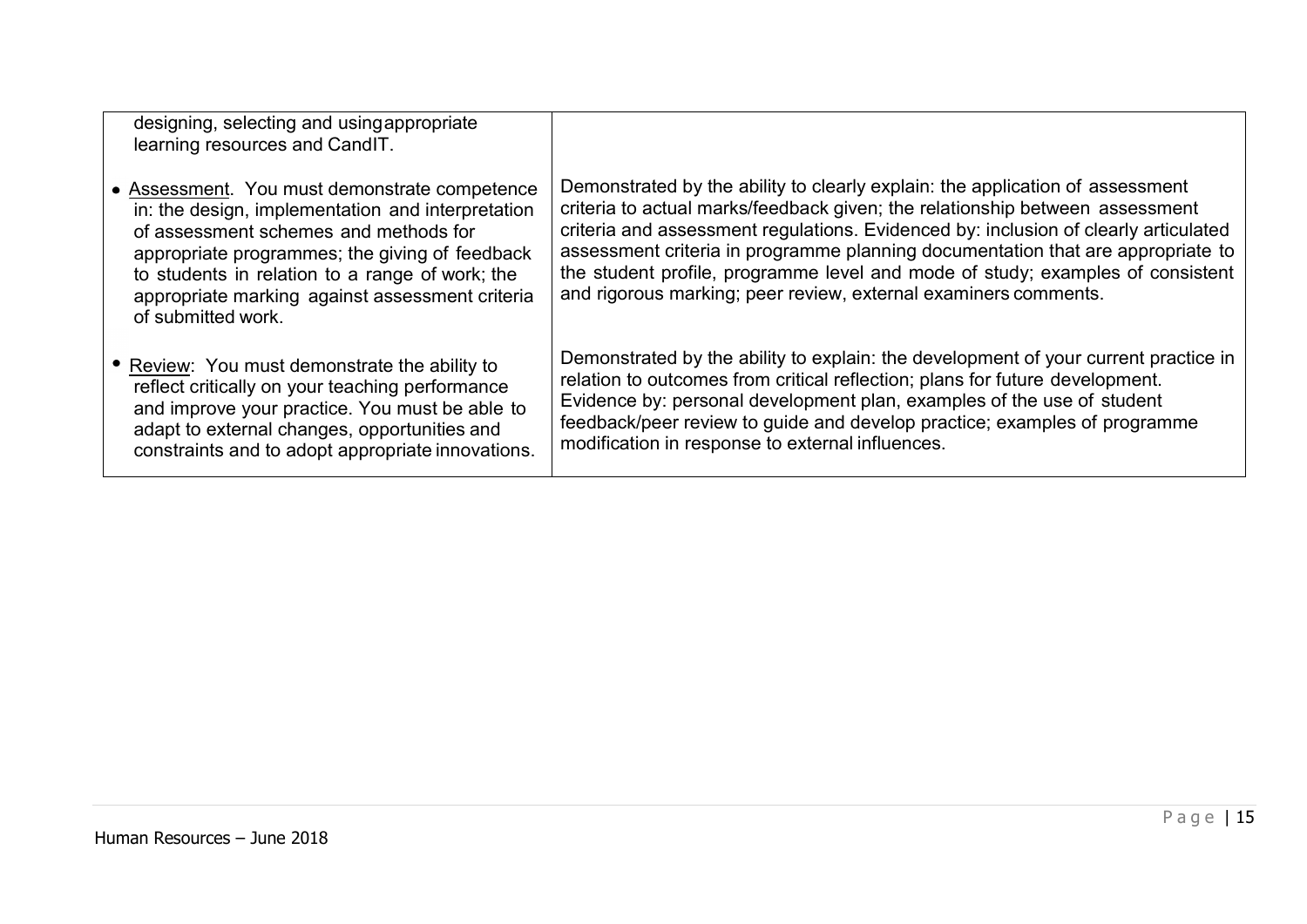| | |
|---|---|
| designing, selecting and usingappropriate learning resources and CandIT. | |
| • Assessment. You must demonstrate competence in: the design, implementation and interpretation of assessment schemes and methods for appropriate programmes; the giving of feedback to students in relation to a range of work; the appropriate marking against assessment criteria of submitted work. | Demonstrated by the ability to clearly explain: the application of assessment criteria to actual marks/feedback given; the relationship between assessment criteria and assessment regulations. Evidenced by: inclusion of clearly articulated assessment criteria in programme planning documentation that are appropriate to the student profile, programme level and mode of study; examples of consistent and rigorous marking; peer review, external examiners comments. |
| • Review: You must demonstrate the ability to reflect critically on your teaching performance and improve your practice. You must be able to adapt to external changes, opportunities and constraints and to adopt appropriate innovations. | Demonstrated by the ability to explain: the development of your current practice in relation to outcomes from critical reflection; plans for future development. Evidence by: personal development plan, examples of the use of student feedback/peer review to guide and develop practice; examples of programme modification in response to external influences. |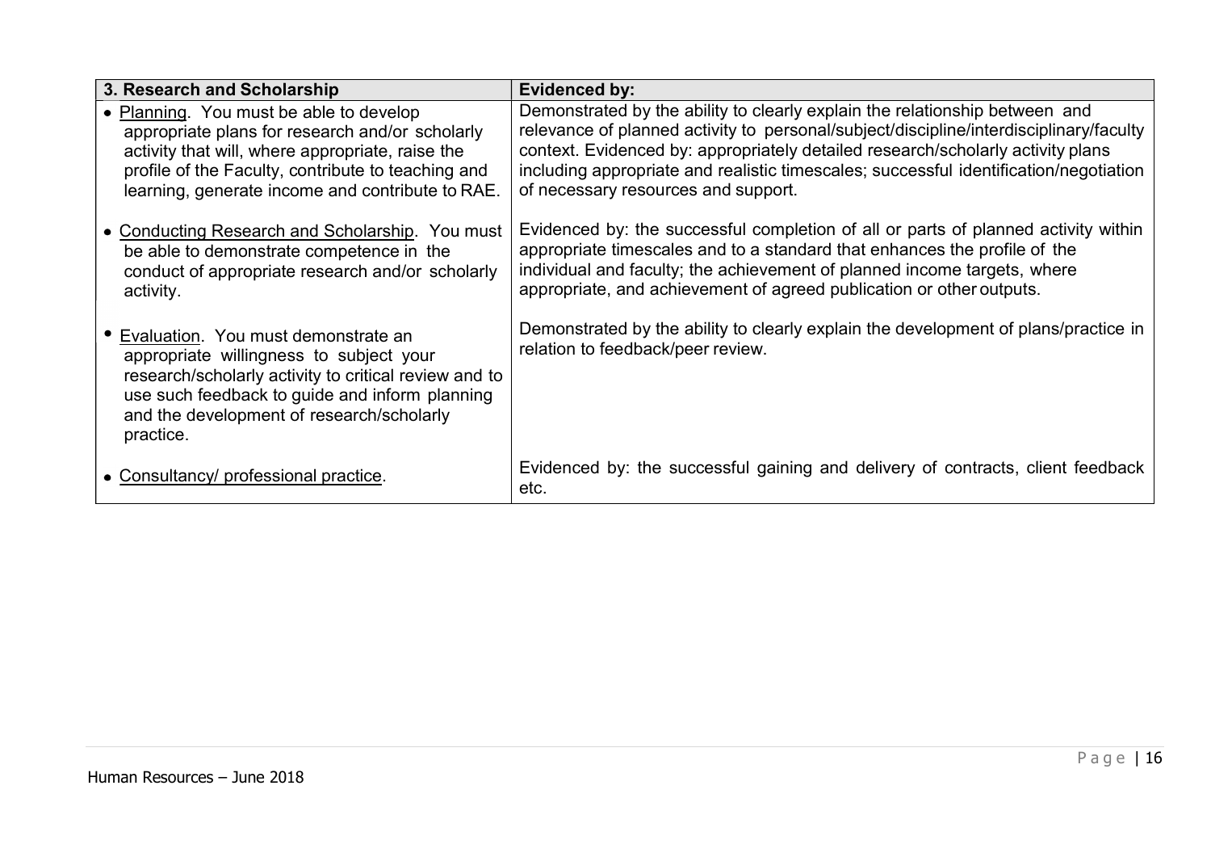| 3. Research and Scholarship | Evidenced by: |
|---|---|
| • Planning. You must be able to develop appropriate plans for research and/or scholarly activity that will, where appropriate, raise the profile of the Faculty, contribute to teaching and learning, generate income and contribute to RAE. | Demonstrated by the ability to clearly explain the relationship between and relevance of planned activity to personal/subject/discipline/interdisciplinary/faculty context. Evidenced by: appropriately detailed research/scholarly activity plans including appropriate and realistic timescales; successful identification/negotiation of necessary resources and support. |
| • Conducting Research and Scholarship. You must be able to demonstrate competence in the conduct of appropriate research and/or scholarly activity. | Evidenced by: the successful completion of all or parts of planned activity within appropriate timescales and to a standard that enhances the profile of the individual and faculty; the achievement of planned income targets, where appropriate, and achievement of agreed publication or other outputs. |
| • Evaluation. You must demonstrate an appropriate willingness to subject your research/scholarly activity to critical review and to use such feedback to guide and inform planning and the development of research/scholarly practice. | Demonstrated by the ability to clearly explain the development of plans/practice in relation to feedback/peer review. |
| • Consultancy/ professional practice. | Evidenced by: the successful gaining and delivery of contracts, client feedback etc. |

Human Resources – June 2018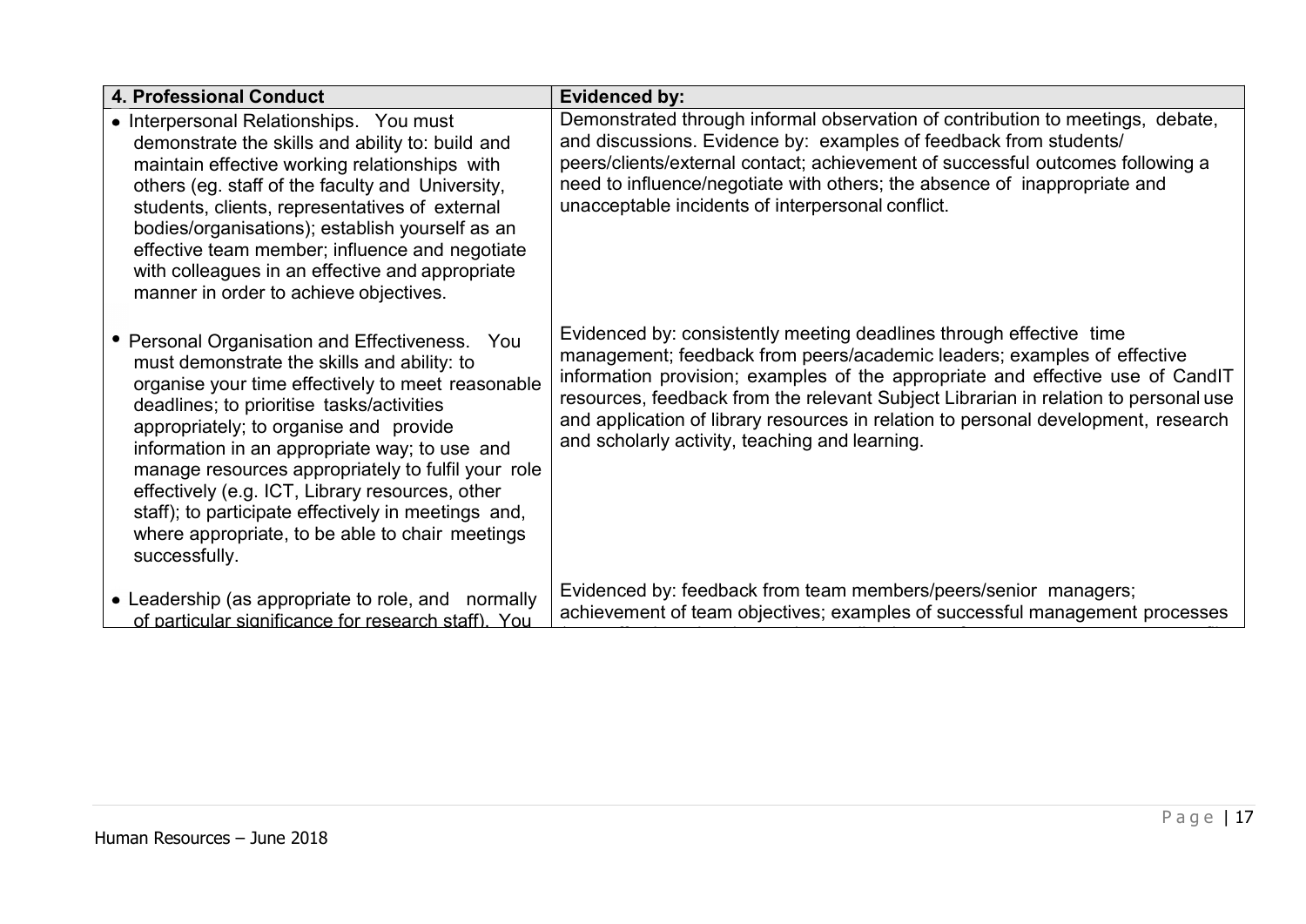| 4. Professional Conduct | Evidenced by: |
| --- | --- |
| • Interpersonal Relationships. You must demonstrate the skills and ability to: build and maintain effective working relationships with others (eg. staff of the faculty and University, students, clients, representatives of external bodies/organisations); establish yourself as an effective team member; influence and negotiate with colleagues in an effective and appropriate manner in order to achieve objectives. | Demonstrated through informal observation of contribution to meetings, debate, and discussions. Evidence by: examples of feedback from students/ peers/clients/external contact; achievement of successful outcomes following a need to influence/negotiate with others; the absence of inappropriate and unacceptable incidents of interpersonal conflict. |
| • Personal Organisation and Effectiveness. You must demonstrate the skills and ability: to organise your time effectively to meet reasonable deadlines; to prioritise tasks/activities appropriately; to organise and provide information in an appropriate way; to use and manage resources appropriately to fulfil your role effectively (e.g. ICT, Library resources, other staff); to participate effectively in meetings and, where appropriate, to be able to chair meetings successfully. | Evidenced by: consistently meeting deadlines through effective time management; feedback from peers/academic leaders; examples of effective information provision; examples of the appropriate and effective use of CandIT resources, feedback from the relevant Subject Librarian in relation to personal use and application of library resources in relation to personal development, research and scholarly activity, teaching and learning. |
| • Leadership (as appropriate to role, and normally of particular significance for research staff). You | Evidenced by: feedback from team members/peers/senior managers; achievement of team objectives; examples of successful management processes |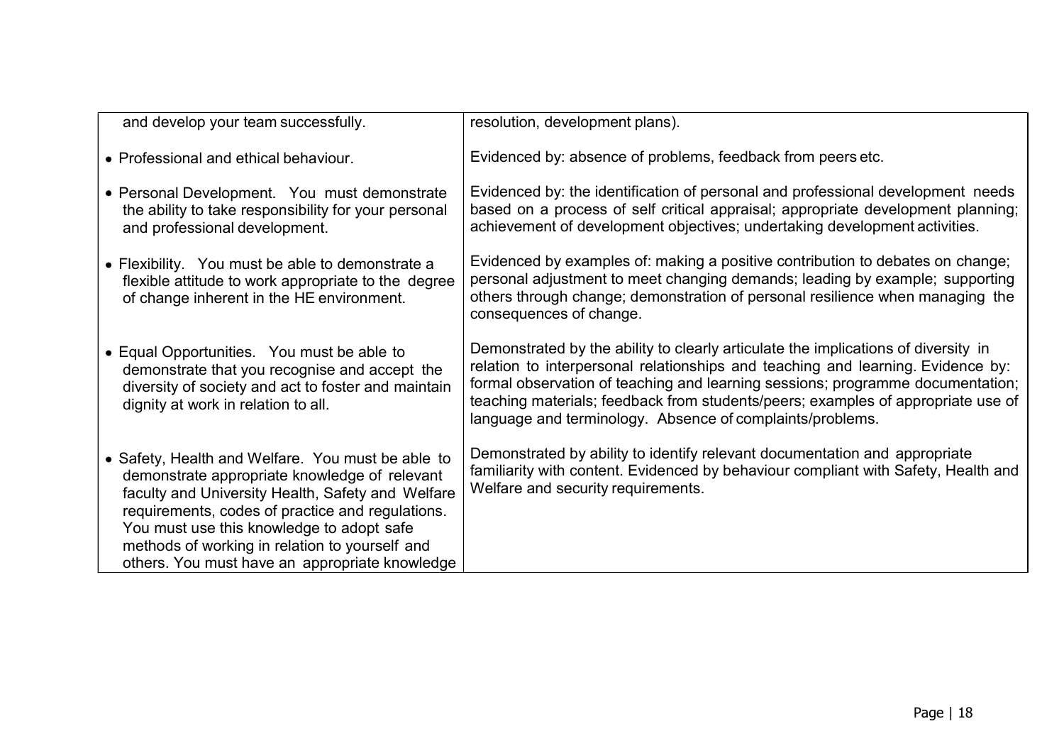| | |
|---|---|
| and develop your team successfully. | resolution, development plans). |
| • Professional and ethical behaviour. | Evidenced by: absence of problems, feedback from peers etc. |
| • Personal Development. You must demonstrate the ability to take responsibility for your personal and professional development. | Evidenced by: the identification of personal and professional development needs based on a process of self critical appraisal; appropriate development planning; achievement of development objectives; undertaking development activities. |
| • Flexibility. You must be able to demonstrate a flexible attitude to work appropriate to the degree of change inherent in the HE environment. | Evidenced by examples of: making a positive contribution to debates on change; personal adjustment to meet changing demands; leading by example; supporting others through change; demonstration of personal resilience when managing the consequences of change. |
| • Equal Opportunities. You must be able to demonstrate that you recognise and accept the diversity of society and act to foster and maintain dignity at work in relation to all. | Demonstrated by the ability to clearly articulate the implications of diversity in relation to interpersonal relationships and teaching and learning. Evidence by: formal observation of teaching and learning sessions; programme documentation; teaching materials; feedback from students/peers; examples of appropriate use of language and terminology. Absence of complaints/problems. |
| • Safety, Health and Welfare. You must be able to demonstrate appropriate knowledge of relevant faculty and University Health, Safety and Welfare requirements, codes of practice and regulations. You must use this knowledge to adopt safe methods of working in relation to yourself and others. You must have an appropriate knowledge | Demonstrated by ability to identify relevant documentation and appropriate familiarity with content. Evidenced by behaviour compliant with Safety, Health and Welfare and security requirements. |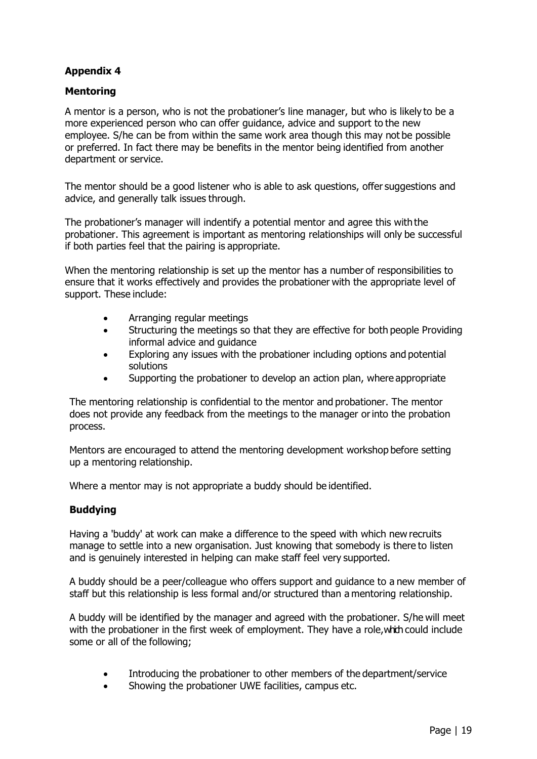## Appendix 4

### Mentoring

A mentor is a person, who is not the probationer's line manager, but who is likely to be a more experienced person who can offer guidance, advice and support to the new employee. S/he can be from within the same work area though this may not be possible or preferred. In fact there may be benefits in the mentor being identified from another department or service.

The mentor should be a good listener who is able to ask questions, offer suggestions and advice, and generally talk issues through.

The probationer's manager will indentify a potential mentor and agree this with the probationer. This agreement is important as mentoring relationships will only be successful if both parties feel that the pairing is appropriate.

When the mentoring relationship is set up the mentor has a number of responsibilities to ensure that it works effectively and provides the probationer with the appropriate level of support. These include:

- Arranging regular meetings
- Structuring the meetings so that they are effective for both people Providing informal advice and guidance
- Exploring any issues with the probationer including options and potential solutions
- Supporting the probationer to develop an action plan, where appropriate

The mentoring relationship is confidential to the mentor and probationer. The mentor does not provide any feedback from the meetings to the manager or into the probation process.

Mentors are encouraged to attend the mentoring development workshop before setting up a mentoring relationship.

Where a mentor may is not appropriate a buddy should be identified.

### Buddying

Having a 'buddy' at work can make a difference to the speed with which new recruits manage to settle into a new organisation. Just knowing that somebody is there to listen and is genuinely interested in helping can make staff feel very supported.

A buddy should be a peer/colleague who offers support and guidance to a new member of staff but this relationship is less formal and/or structured than a mentoring relationship.

A buddy will be identified by the manager and agreed with the probationer. S/he will meet with the probationer in the first week of employment. They have a role, which could include some or all of the following;

- Introducing the probationer to other members of the department/service
- Showing the probationer UWE facilities, campus etc.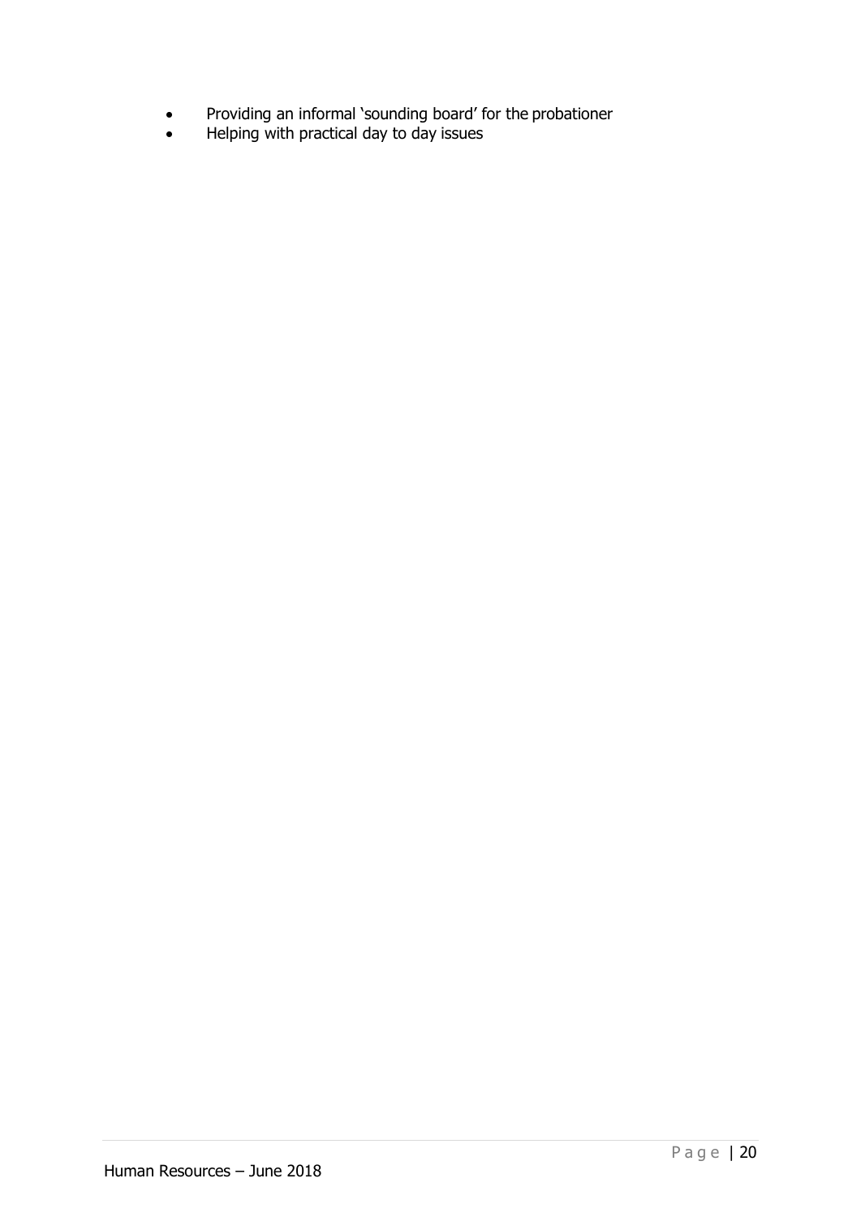- Providing an informal 'sounding board' for the probationer
- Helping with practical day to day issues